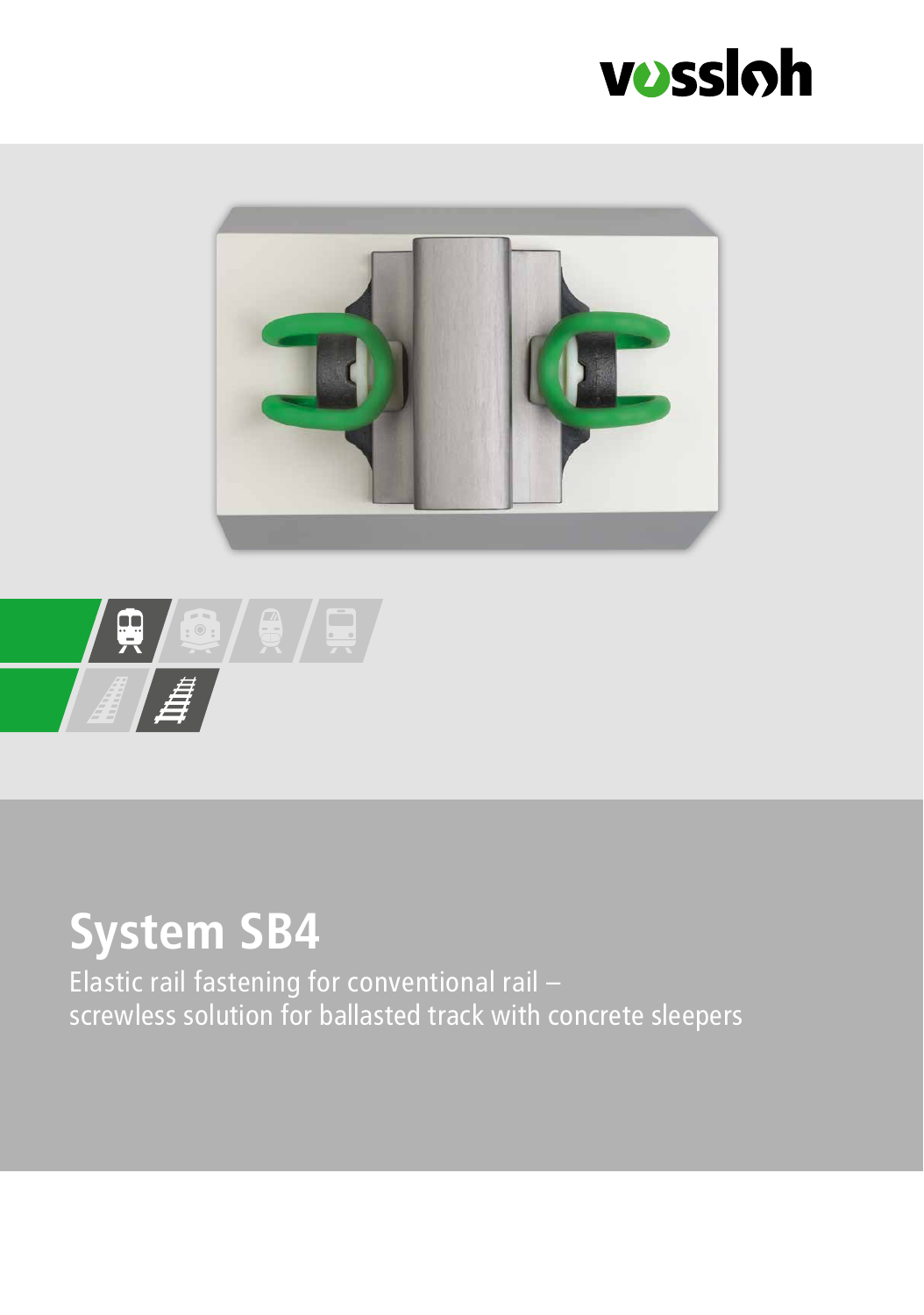# System SB4

Elastic rail fastening for conventional rail – screwless solution for ballasted track with concrete sleepers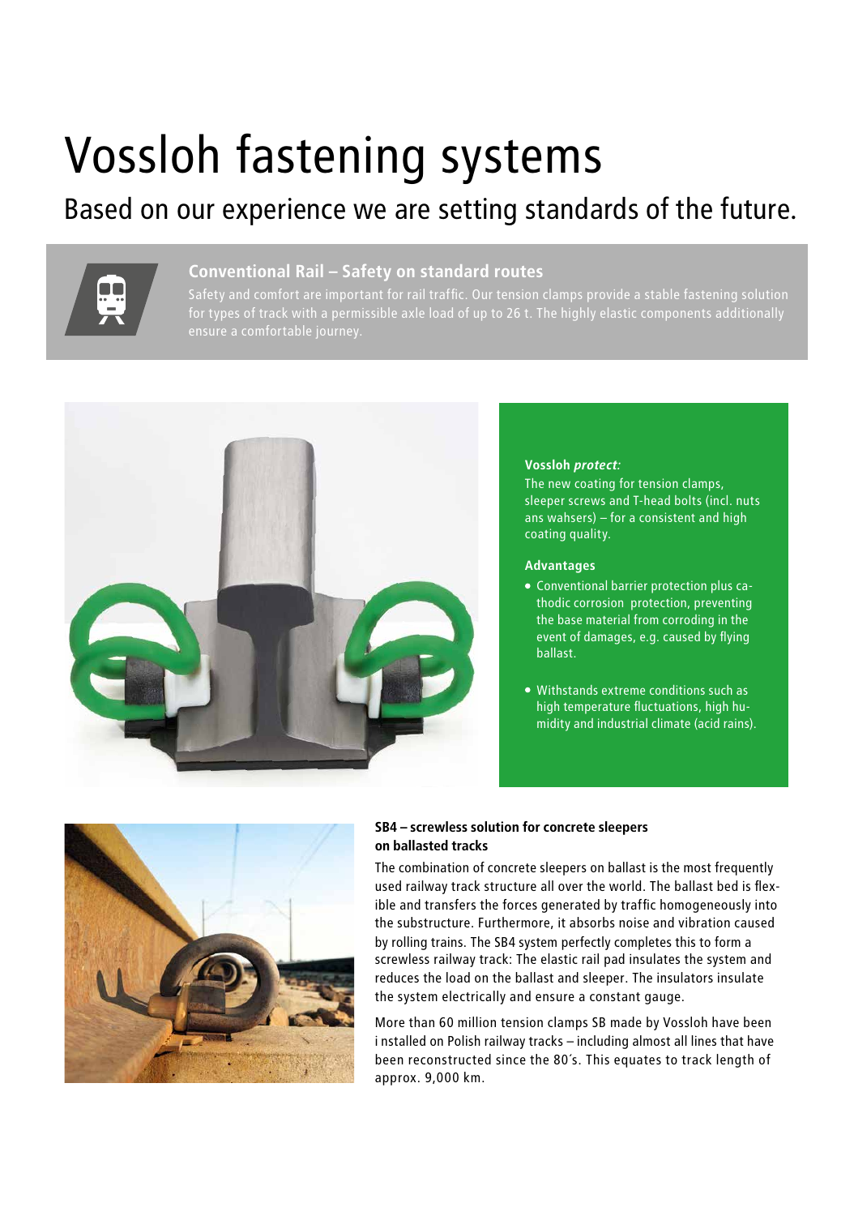# Vossloh fastening systems

## Based on our experience we are setting standards of the future.

### Conventional Rail – Safety on standard routes

Safety and comfort are important for rail traffic. Our tension clamps provide a stable fastening solution for types of track with a permissible axle load of up to 26 t. The highly elastic components additionally ensure a comfortable journey.

**Vossloh *protect:***
The new coating for tension clamps, sleeper screws and T-head bolts (incl. nuts ans wahsers) – for a consistent and high coating quality.

**Advantages**

- Conventional barrier protection plus cathodic corrosion protection, preventing the base material from corroding in the event of damages, e.g. caused by flying ballast.
- Withstands extreme conditions such as high temperature fluctuations, high humidity and industrial climate (acid rains).

**SB4 – screwless solution for concrete sleepers on ballasted tracks**

The combination of concrete sleepers on ballast is the most frequently used railway track structure all over the world. The ballast bed is flexible and transfers the forces generated by traffic homogeneously into the substructure. Furthermore, it absorbs noise and vibration caused by rolling trains. The SB4 system perfectly completes this to form a screwless railway track: The elastic rail pad insulates the system and reduces the load on the ballast and sleeper. The insulators insulate the system electrically and ensure a constant gauge.

More than 60 million tension clamps SB made by Vossloh have been i nstalled on Polish railway tracks – including almost all lines that have been reconstructed since the 80´s. This equates to track length of approx. 9,000 km.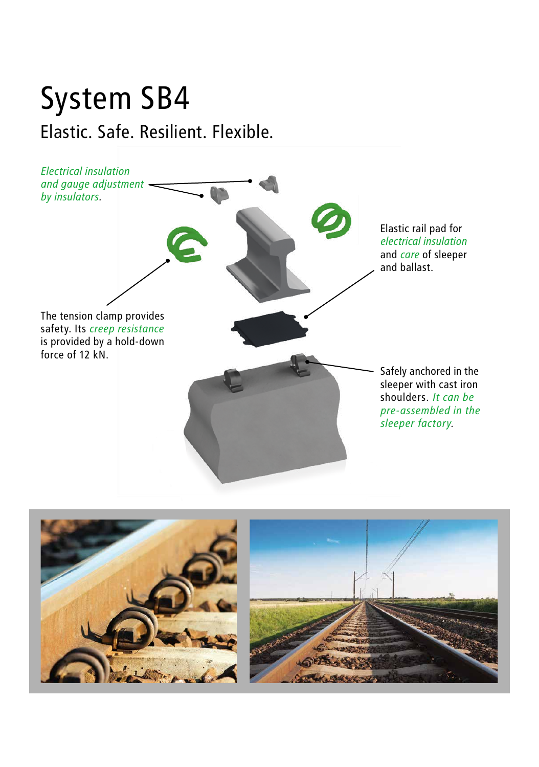# System SB4

## Elastic. Safe. Resilient. Flexible.

*Electrical insulation and gauge adjustment by insulators.*

Elastic rail pad for *electrical insulation* and *care* of sleeper and ballast.

The tension clamp provides safety. Its *creep resistance* is provided by a hold-down force of 12 kN.

Safely anchored in the sleeper with cast iron shoulders. *It can be pre-assembled in the sleeper factory.*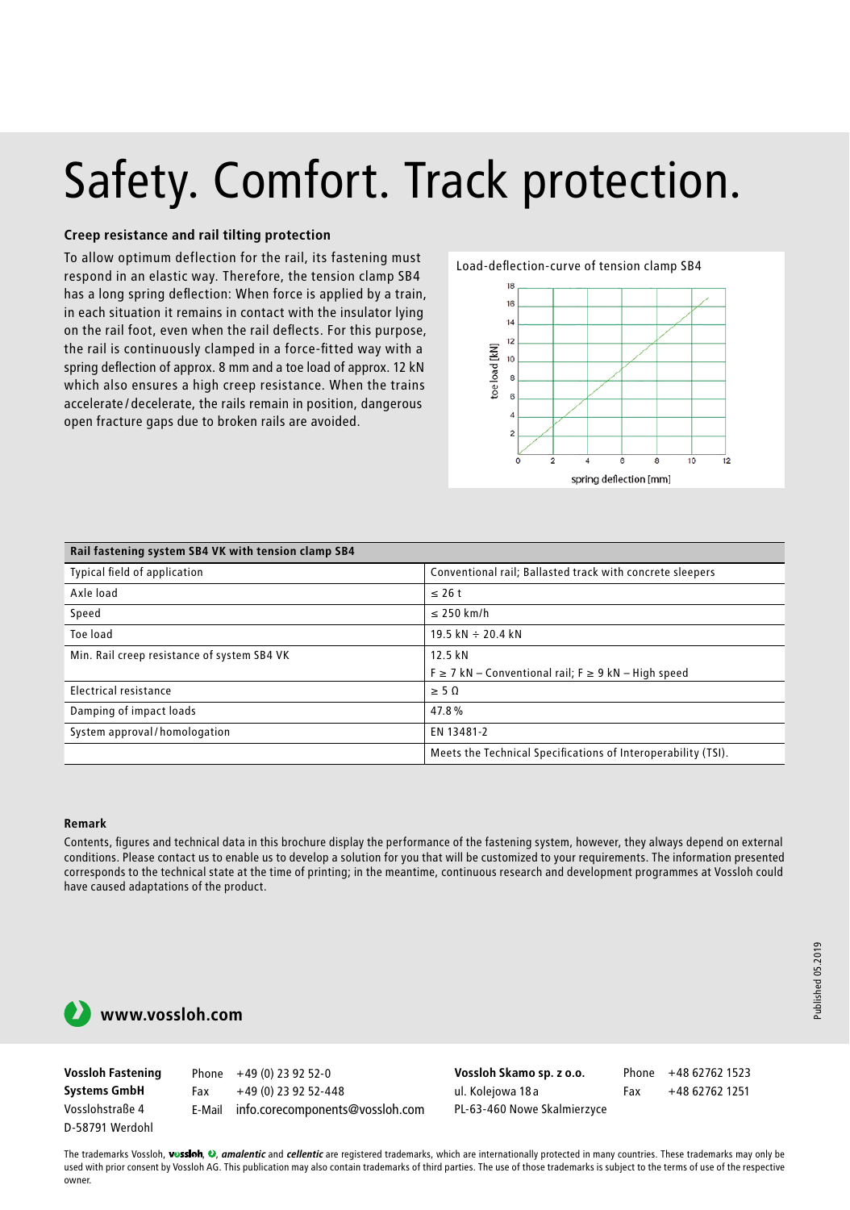# Safety. Comfort. Track protection.

### Creep resistance and rail tilting protection

To allow optimum deflection for the rail, its fastening must respond in an elastic way. Therefore, the tension clamp SB4 has a long spring deflection: When force is applied by a train, in each situation it remains in contact with the insulator lying on the rail foot, even when the rail deflects. For this purpose, the rail is continuously clamped in a force-fitted way with a spring deflection of approx. 8 mm and a toe load of approx. 12 kN which also ensures a high creep resistance. When the trains accelerate / decelerate, the rails remain in position, dangerous open fracture gaps due to broken rails are avoided.

Load-deflection-curve of tension clamp SB4

toe load [kN]

18
16
14
12
10
8
6
4
2

0 2 4 6 8 10 12

spring deflection [mm]

| Rail fastening system SB4 VK with tension clamp SB4 | |
|---|---|
| Typical field of application | Conventional rail; Ballasted track with concrete sleepers |
| Axle load | ≤ 26 t |
| Speed | ≤ 250 km/h |
| Toe load | 19.5 kN ÷ 20.4 kN |
| Min. Rail creep resistance of system SB4 VK | 12.5 kN<br>F ≥ 7 kN – Conventional rail; F ≥ 9 kN – High speed |
| Electrical resistance | ≥ 5 Ω |
| Damping of impact loads | 47.8 % |
| System approval / homologation | EN 13481-2 |
| | Meets the Technical Specifications of Interoperability (TSI). |

### Remark

Contents, figures and technical data in this brochure display the performance of the fastening system, however, they always depend on external conditions. Please contact us to enable us to develop a solution for you that will be customized to your requirements. The information presented corresponds to the technical state at the time of printing; in the meantime, continuous research and development programmes at Vossloh could have caused adaptations of the product.

Published 05.2019

**www.vossloh.com**

**Vossloh Fastening Systems GmbH**
Vosslohstraße 4
D-58791 Werdohl

Phone +49 (0) 23 92 52-0
Fax +49 (0) 23 92 52-448
E-Mail info.corecomponents@vossloh.com

**Vossloh Skamo sp. z o.o.**
ul. Kolejowa 18 a
PL-63-460 Nowe Skalmierzyce

Phone +48 62762 1523
Fax +48 62762 1251

The trademarks Vossloh, **vossloh**, *amalentic* and *cellentic* are registered trademarks, which are internationally protected in many countries. These trademarks may only be used with prior consent by Vossloh AG. This publication may also contain trademarks of third parties. The use of those trademarks is subject to the terms of use of the respective owner.